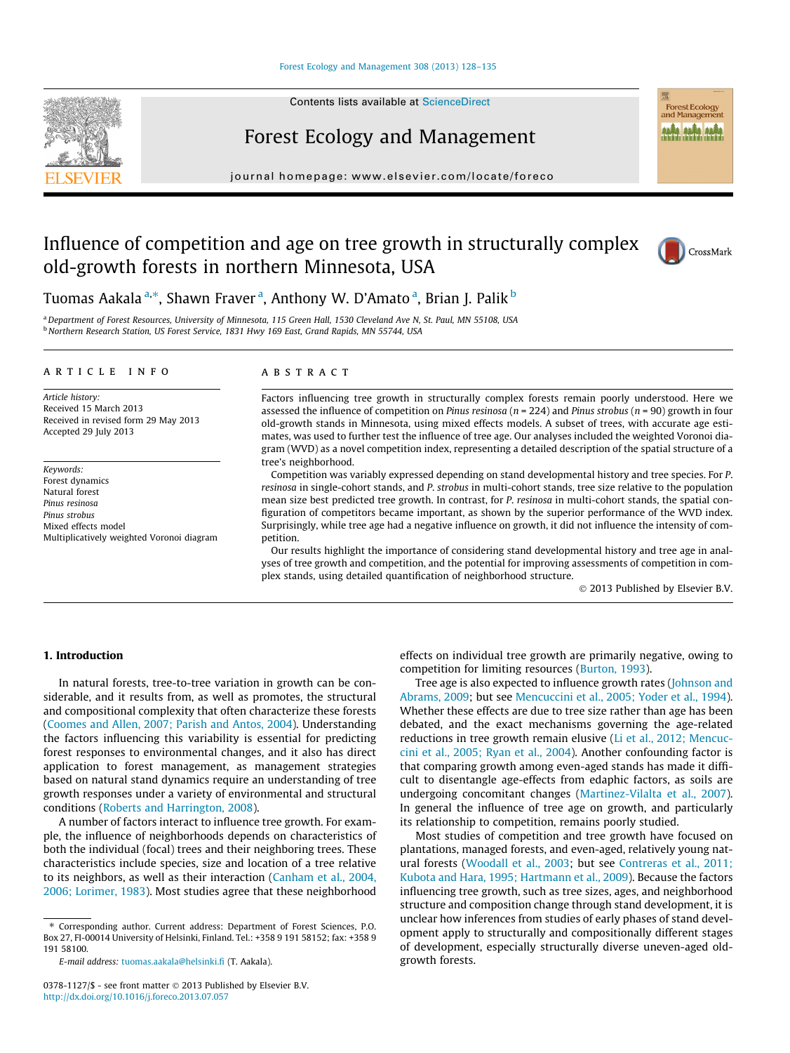# Influence of competition and age on tree growth in structurally complex old-growth forests in northern Minnesota, USA

Tuomas Aakala [a,*], Shawn Fraver [a], Anthony W. D'Amato [a], Brian J. Palik [b]

[a] Department of Forest Resources, University of Minnesota, 115 Green Hall, 1530 Cleveland Ave N, St. Paul, MN 55108, USA
[b] Northern Research Station, US Forest Service, 1831 Hwy 169 East, Grand Rapids, MN 55744, USA

## ARTICLE INFO

*Article history:*
Received 15 March 2013
Received in revised form 29 May 2013
Accepted 29 July 2013

*Keywords:*
Forest dynamics
Natural forest
*Pinus resinosa*
*Pinus strobus*
Mixed effects model
Multiplicatively weighted Voronoi diagram

## ABSTRACT

Factors influencing tree growth in structurally complex forests remain poorly understood. Here we assessed the influence of competition on *Pinus resinosa* ($n = 224$) and *Pinus strobus* ($n = 90$) growth in four old-growth stands in Minnesota, using mixed effects models. A subset of trees, with accurate age estimates, was used to further test the influence of tree age. Our analyses included the weighted Voronoi diagram (WVD) as a novel competition index, representing a detailed description of the spatial structure of a tree's neighborhood.

Competition was variably expressed depending on stand developmental history and tree species. For *P. resinosa* in single-cohort stands, and *P. strobus* in multi-cohort stands, tree size relative to the population mean size best predicted tree growth. In contrast, for *P. resinosa* in multi-cohort stands, the spatial configuration of competitors became important, as shown by the superior performance of the WVD index. Surprisingly, while tree age had a negative influence on growth, it did not influence the intensity of competition.

Our results highlight the importance of considering stand developmental history and tree age in analyses of tree growth and competition, and the potential for improving assessments of competition in complex stands, using detailed quantification of neighborhood structure.

© 2013 Published by Elsevier B.V.

## 1. Introduction

In natural forests, tree-to-tree variation in growth can be considerable, and it results from, as well as promotes, the structural and compositional complexity that often characterize these forests (Coomes and Allen, 2007; Parish and Antos, 2004). Understanding the factors influencing this variability is essential for predicting forest responses to environmental changes, and it also has direct application to forest management, as management strategies based on natural stand dynamics require an understanding of tree growth responses under a variety of environmental and structural conditions (Roberts and Harrington, 2008).

A number of factors interact to influence tree growth. For example, the influence of neighborhoods depends on characteristics of both the individual (focal) trees and their neighboring trees. These characteristics include species, size and location of a tree relative to its neighbors, as well as their interaction (Canham et al., 2004, 2006; Lorimer, 1983). Most studies agree that these neighborhood effects on individual tree growth are primarily negative, owing to competition for limiting resources (Burton, 1993).

Tree age is also expected to influence growth rates (Johnson and Abrams, 2009; but see Mencuccini et al., 2005; Yoder et al., 1994). Whether these effects are due to tree size rather than age has been debated, and the exact mechanisms governing the age-related reductions in tree growth remain elusive (Li et al., 2012; Mencuccini et al., 2005; Ryan et al., 2004). Another confounding factor is that comparing growth among even-aged stands has made it difficult to disentangle age-effects from edaphic factors, as soils are undergoing concomitant changes (Martinez-Vilalta et al., 2007). In general the influence of tree age on growth, and particularly its relationship to competition, remains poorly studied.

Most studies of competition and tree growth have focused on plantations, managed forests, and even-aged, relatively young natural forests (Woodall et al., 2003; but see Contreras et al., 2011; Kubota and Hara, 1995; Hartmann et al., 2009). Because the factors influencing tree growth, such as tree sizes, ages, and neighborhood structure and composition change through stand development, it is unclear how inferences from studies of early phases of stand development apply to structurally and compositionally different stages of development, especially structurally diverse uneven-aged old-growth forests.

* Corresponding author. Current address: Department of Forest Sciences, P.O. Box 27, FI-00014 University of Helsinki, Finland. Tel.: +358 9 191 58152; fax: +358 9 191 58100.

*E-mail address:* tuomas.aakala@helsinki.fi (T. Aakala).

0378-1127/$ - see front matter © 2013 Published by Elsevier B.V.
http://dx.doi.org/10.1016/j.foreco.2013.07.057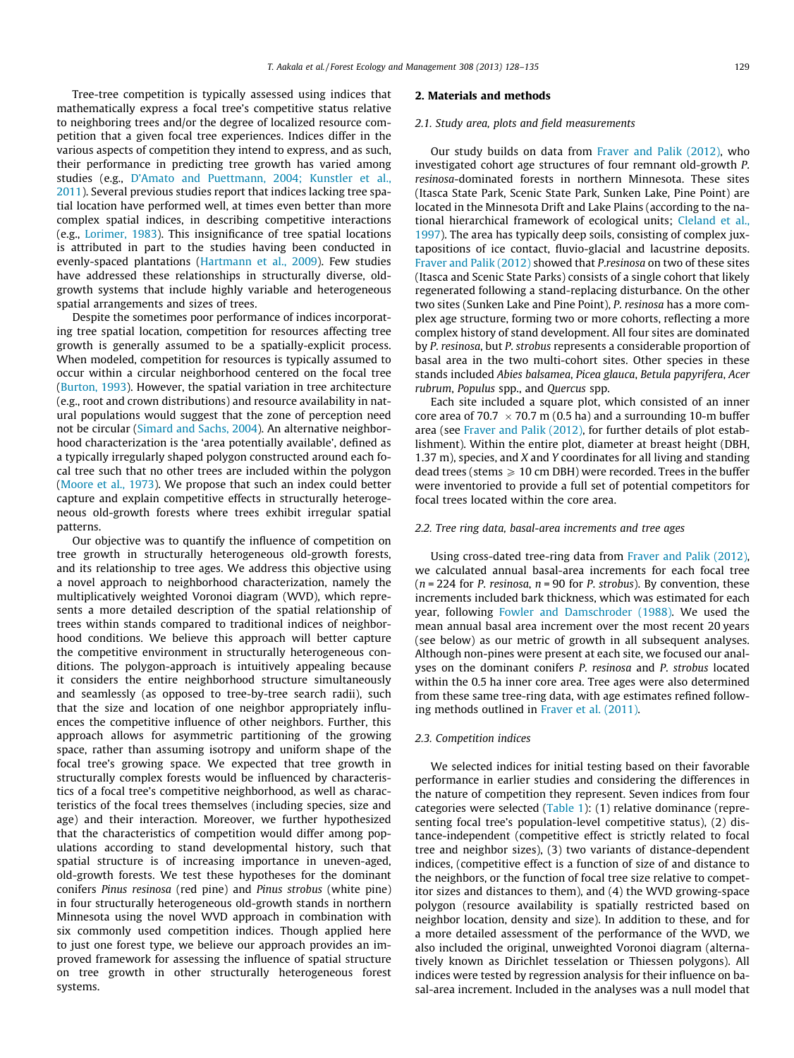Tree-tree competition is typically assessed using indices that mathematically express a focal tree's competitive status relative to neighboring trees and/or the degree of localized resource competition that a given focal tree experiences. Indices differ in the various aspects of competition they intend to express, and as such, their performance in predicting tree growth has varied among studies (e.g., D'Amato and Puettmann, 2004; Kunstler et al., 2011). Several previous studies report that indices lacking tree spatial location have performed well, at times even better than more complex spatial indices, in describing competitive interactions (e.g., Lorimer, 1983). This insignificance of tree spatial locations is attributed in part to the studies having been conducted in evenly-spaced plantations (Hartmann et al., 2009). Few studies have addressed these relationships in structurally diverse, old-growth systems that include highly variable and heterogeneous spatial arrangements and sizes of trees.

Despite the sometimes poor performance of indices incorporating tree spatial location, competition for resources affecting tree growth is generally assumed to be a spatially-explicit process. When modeled, competition for resources is typically assumed to occur within a circular neighborhood centered on the focal tree (Burton, 1993). However, the spatial variation in tree architecture (e.g., root and crown distributions) and resource availability in natural populations would suggest that the zone of perception need not be circular (Simard and Sachs, 2004). An alternative neighborhood characterization is the 'area potentially available', defined as a typically irregularly shaped polygon constructed around each focal tree such that no other trees are included within the polygon (Moore et al., 1973). We propose that such an index could better capture and explain competitive effects in structurally heterogeneous old-growth forests where trees exhibit irregular spatial patterns.

Our objective was to quantify the influence of competition on tree growth in structurally heterogeneous old-growth forests, and its relationship to tree ages. We address this objective using a novel approach to neighborhood characterization, namely the multiplicatively weighted Voronoi diagram (WVD), which represents a more detailed description of the spatial relationship of trees within stands compared to traditional indices of neighborhood conditions. We believe this approach will better capture the competitive environment in structurally heterogeneous conditions. The polygon-approach is intuitively appealing because it considers the entire neighborhood structure simultaneously and seamlessly (as opposed to tree-by-tree search radii), such that the size and location of one neighbor appropriately influences the competitive influence of other neighbors. Further, this approach allows for asymmetric partitioning of the growing space, rather than assuming isotropy and uniform shape of the focal tree's growing space. We expected that tree growth in structurally complex forests would be influenced by characteristics of a focal tree's competitive neighborhood, as well as characteristics of the focal trees themselves (including species, size and age) and their interaction. Moreover, we further hypothesized that the characteristics of competition would differ among populations according to stand developmental history, such that spatial structure is of increasing importance in uneven-aged, old-growth forests. We test these hypotheses for the dominant conifers *Pinus resinosa* (red pine) and *Pinus strobus* (white pine) in four structurally heterogeneous old-growth stands in northern Minnesota using the novel WVD approach in combination with six commonly used competition indices. Though applied here to just one forest type, we believe our approach provides an improved framework for assessing the influence of spatial structure on tree growth in other structurally heterogeneous forest systems.

## 2. Materials and methods

### 2.1. Study area, plots and field measurements

Our study builds on data from Fraver and Palik (2012), who investigated cohort age structures of four remnant old-growth *P. resinosa*-dominated forests in northern Minnesota. These sites (Itasca State Park, Scenic State Park, Sunken Lake, Pine Point) are located in the Minnesota Drift and Lake Plains (according to the national hierarchical framework of ecological units; Cleland et al., 1997). The area has typically deep soils, consisting of complex juxtapositions of ice contact, fluvio-glacial and lacustrine deposits. Fraver and Palik (2012) showed that *P.resinosa* on two of these sites (Itasca and Scenic State Parks) consists of a single cohort that likely regenerated following a stand-replacing disturbance. On the other two sites (Sunken Lake and Pine Point), *P. resinosa* has a more complex age structure, forming two or more cohorts, reflecting a more complex history of stand development. All four sites are dominated by *P. resinosa*, but *P. strobus* represents a considerable proportion of basal area in the two multi-cohort sites. Other species in these stands included *Abies balsamea*, *Picea glauca*, *Betula papyrifera*, *Acer rubrum*, *Populus* spp., and *Quercus* spp.

Each site included a square plot, which consisted of an inner core area of 70.7 × 70.7 m (0.5 ha) and a surrounding 10-m buffer area (see Fraver and Palik (2012), for further details of plot establishment). Within the entire plot, diameter at breast height (DBH, 1.37 m), species, and *X* and *Y* coordinates for all living and standing dead trees (stems ⩾ 10 cm DBH) were recorded. Trees in the buffer were inventoried to provide a full set of potential competitors for focal trees located within the core area.

### 2.2. Tree ring data, basal-area increments and tree ages

Using cross-dated tree-ring data from Fraver and Palik (2012), we calculated annual basal-area increments for each focal tree ($n = 224$ for *P. resinosa*, $n = 90$ for *P. strobus*). By convention, these increments included bark thickness, which was estimated for each year, following Fowler and Damschroder (1988). We used the mean annual basal area increment over the most recent 20 years (see below) as our metric of growth in all subsequent analyses. Although non-pines were present at each site, we focused our analyses on the dominant conifers *P. resinosa* and *P. strobus* located within the 0.5 ha inner core area. Tree ages were also determined from these same tree-ring data, with age estimates refined following methods outlined in Fraver et al. (2011).

### 2.3. Competition indices

We selected indices for initial testing based on their favorable performance in earlier studies and considering the differences in the nature of competition they represent. Seven indices from four categories were selected (Table 1): (1) relative dominance (representing focal tree's population-level competitive status), (2) distance-independent (competitive effect is strictly related to focal tree and neighbor sizes), (3) two variants of distance-dependent indices, (competitive effect is a function of size of and distance to the neighbors, or the function of focal tree size relative to competitor sizes and distances to them), and (4) the WVD growing-space polygon (resource availability is spatially restricted based on neighbor location, density and size). In addition to these, and for a more detailed assessment of the performance of the WVD, we also included the original, unweighted Voronoi diagram (alternatively known as Dirichlet tesselation or Thiessen polygons). All indices were tested by regression analysis for their influence on basal-area increment. Included in the analyses was a null model that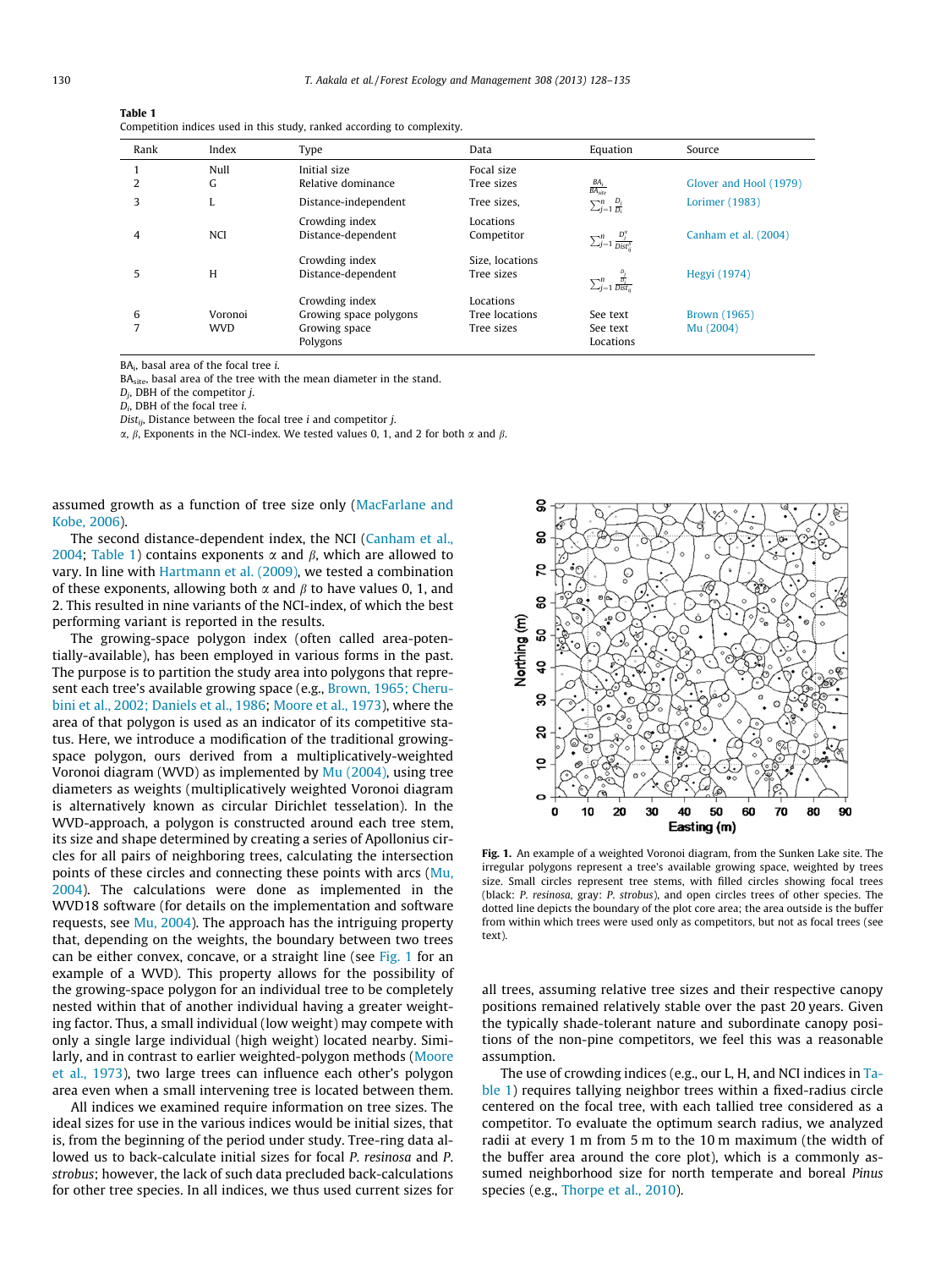**Table 1**
Competition indices used in this study, ranked according to complexity.

| Rank | Index | Type | Data | Equation | Source |
|---|---|---|---|---|---|
| 1 | Null | Initial size | Focal size | | |
| 2 | G | Relative dominance | Tree sizes | $\frac{BA_i}{BA_{site}}$ | Glover and Hool (1979) |
| 3 | L | Distance-independent Crowding index | Tree sizes, Locations | $\sum_{j=1}^{n} \frac{D_j}{D_i}$ | Lorimer (1983) |
| 4 | NCI | Distance-dependent Crowding index | Competitor Size, locations | $\sum_{j=1}^{n} \frac{D_j^{\alpha}}{Dist_{ij}^{\beta}}$ | Canham et al. (2004) |
| 5 | H | Distance-dependent Crowding index | Tree sizes Locations | $\sum_{j=1}^{n} \frac{\frac{D_j}{D_i}}{Dist_{ij}}$ | Hegyi (1974) |
| 6 | Voronoi | Growing space polygons | Tree locations | See text | Brown (1965) |
| 7 | WVD | Growing space Polygons | Tree sizes Locations | See text | Mu (2004) |

$BA_i$, basal area of the focal tree $i$.
$BA_{site}$, basal area of the tree with the mean diameter in the stand.
$D_j$, DBH of the competitor $j$.
$D_i$, DBH of the focal tree $i$.
$Dist_{ij}$, Distance between the focal tree $i$ and competitor $j$.
$\alpha$, $\beta$, Exponents in the NCI-index. We tested values 0, 1, and 2 for both $\alpha$ and $\beta$.

assumed growth as a function of tree size only (MacFarlane and Kobe, 2006).

The second distance-dependent index, the NCI (Canham et al., 2004; Table 1) contains exponents $\alpha$ and $\beta$, which are allowed to vary. In line with Hartmann et al. (2009), we tested a combination of these exponents, allowing both $\alpha$ and $\beta$ to have values 0, 1, and 2. This resulted in nine variants of the NCI-index, of which the best performing variant is reported in the results.

The growing-space polygon index (often called area-potentially-available), has been employed in various forms in the past. The purpose is to partition the study area into polygons that represent each tree's available growing space (e.g., Brown, 1965; Cherubini et al., 2002; Daniels et al., 1986; Moore et al., 1973), where the area of that polygon is used as an indicator of its competitive status. Here, we introduce a modification of the traditional growing-space polygon, ours derived from a multiplicatively-weighted Voronoi diagram (WVD) as implemented by Mu (2004), using tree diameters as weights (multiplicatively weighted Voronoi diagram is alternatively known as circular Dirichlet tesselation). In the WVD-approach, a polygon is constructed around each tree stem, its size and shape determined by creating a series of Apollonius circles for all pairs of neighboring trees, calculating the intersection points of these circles and connecting these points with arcs (Mu, 2004). The calculations were done as implemented in the WVD18 software (for details on the implementation and software requests, see Mu, 2004). The approach has the intriguing property that, depending on the weights, the boundary between two trees can be either convex, concave, or a straight line (see Fig. 1 for an example of a WVD). This property allows for the possibility of the growing-space polygon for an individual tree to be completely nested within that of another individual having a greater weighting factor. Thus, a small individual (low weight) may compete with only a single large individual (high weight) located nearby. Similarly, and in contrast to earlier weighted-polygon methods (Moore et al., 1973), two large trees can influence each other's polygon area even when a small intervening tree is located between them.

All indices we examined require information on tree sizes. The ideal sizes for use in the various indices would be initial sizes, that is, from the beginning of the period under study. Tree-ring data allowed us to back-calculate initial sizes for focal *P. resinosa* and *P. strobus*; however, the lack of such data precluded back-calculations for other tree species. In all indices, we thus used current sizes for all trees, assuming relative tree sizes and their respective canopy positions remained relatively stable over the past 20 years. Given the typically shade-tolerant nature and subordinate canopy positions of the non-pine competitors, we feel this was a reasonable assumption.

**Fig. 1.** An example of a weighted Voronoi diagram, from the Sunken Lake site. The irregular polygons represent a tree's available growing space, weighted by trees size. Small circles represent tree stems, with filled circles showing focal trees (black: *P. resinosa*, gray: *P. strobus*), and open circles trees of other species. The dotted line depicts the boundary of the plot core area; the area outside is the buffer from within which trees were used only as competitors, but not as focal trees (see text).

The use of crowding indices (e.g., our L, H, and NCI indices in Table 1) requires tallying neighbor trees within a fixed-radius circle centered on the focal tree, with each tallied tree considered as a competitor. To evaluate the optimum search radius, we analyzed radii at every 1 m from 5 m to the 10 m maximum (the width of the buffer area around the core plot), which is a commonly assumed neighborhood size for north temperate and boreal *Pinus* species (e.g., Thorpe et al., 2010).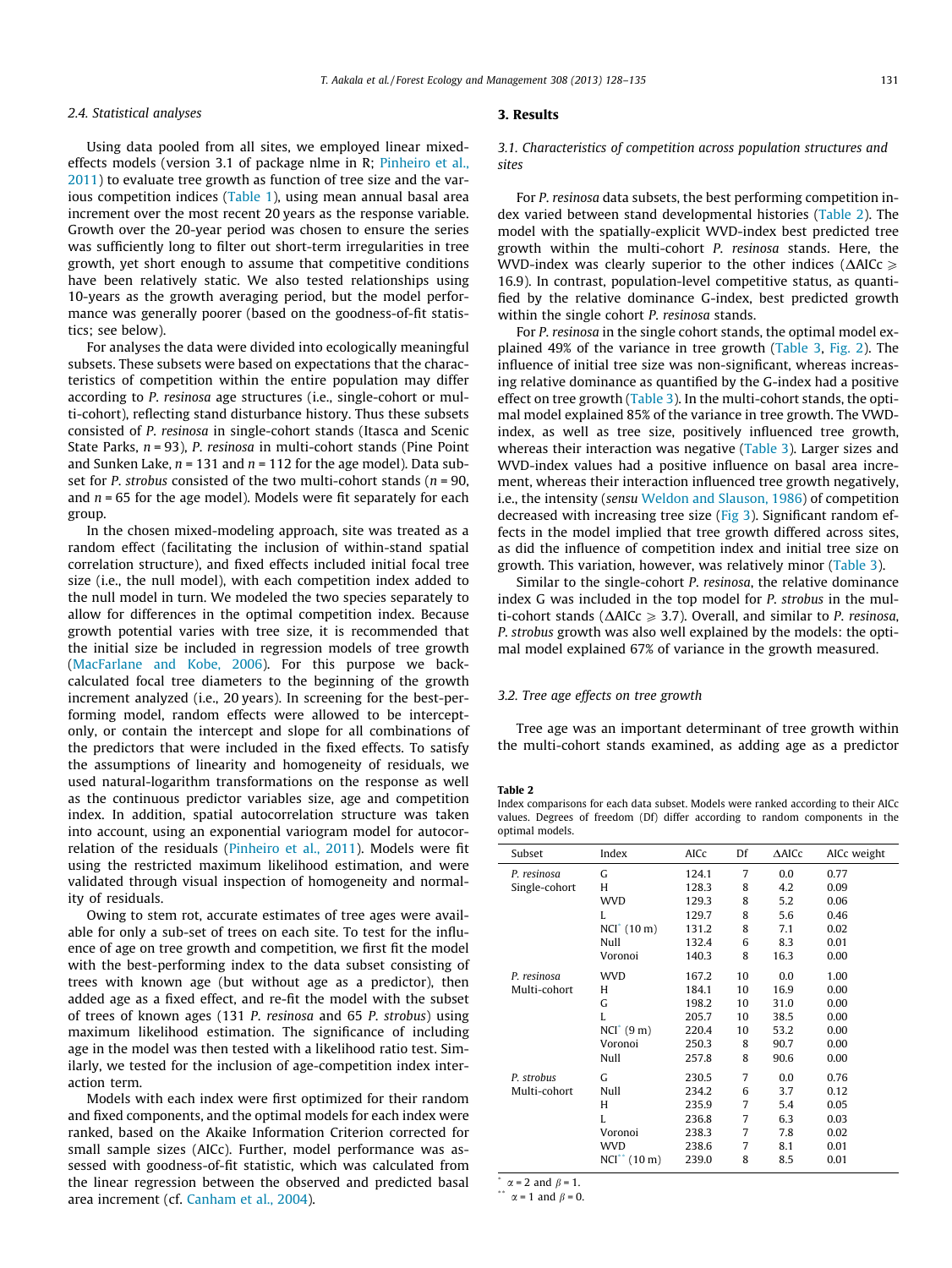### 2.4. Statistical analyses

Using data pooled from all sites, we employed linear mixed-effects models (version 3.1 of package nlme in R; Pinheiro et al., 2011) to evaluate tree growth as function of tree size and the various competition indices (Table 1), using mean annual basal area increment over the most recent 20 years as the response variable. Growth over the 20-year period was chosen to ensure the series was sufficiently long to filter out short-term irregularities in tree growth, yet short enough to assume that competitive conditions have been relatively static. We also tested relationships using 10-years as the growth averaging period, but the model performance was generally poorer (based on the goodness-of-fit statistics; see below).

For analyses the data were divided into ecologically meaningful subsets. These subsets were based on expectations that the characteristics of competition within the entire population may differ according to *P. resinosa* age structures (i.e., single-cohort or multi-cohort), reflecting stand disturbance history. Thus these subsets consisted of *P. resinosa* in single-cohort stands (Itasca and Scenic State Parks, $n = 93$), *P. resinosa* in multi-cohort stands (Pine Point and Sunken Lake, $n = 131$ and $n = 112$ for the age model). Data subset for *P. strobus* consisted of the two multi-cohort stands ($n = 90$, and $n = 65$ for the age model). Models were fit separately for each group.

In the chosen mixed-modeling approach, site was treated as a random effect (facilitating the inclusion of within-stand spatial correlation structure), and fixed effects included initial focal tree size (i.e., the null model), with each competition index added to the null model in turn. We modeled the two species separately to allow for differences in the optimal competition index. Because growth potential varies with tree size, it is recommended that the initial size be included in regression models of tree growth (MacFarlane and Kobe, 2006). For this purpose we back-calculated focal tree diameters to the beginning of the growth increment analyzed (i.e., 20 years). In screening for the best-performing model, random effects were allowed to be intercept-only, or contain the intercept and slope for all combinations of the predictors that were included in the fixed effects. To satisfy the assumptions of linearity and homogeneity of residuals, we used natural-logarithm transformations on the response as well as the continuous predictor variables size, age and competition index. In addition, spatial autocorrelation structure was taken into account, using an exponential variogram model for autocorrelation of the residuals (Pinheiro et al., 2011). Models were fit using the restricted maximum likelihood estimation, and were validated through visual inspection of homogeneity and normality of residuals.

Owing to stem rot, accurate estimates of tree ages were available for only a sub-set of trees on each site. To test for the influence of age on tree growth and competition, we first fit the model with the best-performing index to the data subset consisting of trees with known age (but without age as a predictor), then added age as a fixed effect, and re-fit the model with the subset of trees of known ages (131 *P. resinosa* and 65 *P. strobus*) using maximum likelihood estimation. The significance of including age in the model was then tested with a likelihood ratio test. Similarly, we tested for the inclusion of age-competition index interaction term.

Models with each index were first optimized for their random and fixed components, and the optimal models for each index were ranked, based on the Akaike Information Criterion corrected for small sample sizes (AICc). Further, model performance was assessed with goodness-of-fit statistic, which was calculated from the linear regression between the observed and predicted basal area increment (cf. Canham et al., 2004).

## 3. Results

### 3.1. Characteristics of competition across population structures and sites

For *P. resinosa* data subsets, the best performing competition index varied between stand developmental histories (Table 2). The model with the spatially-explicit WVD-index best predicted tree growth within the multi-cohort *P. resinosa* stands. Here, the WVD-index was clearly superior to the other indices ($\Delta AICc \geqslant 16.9$). In contrast, population-level competitive status, as quantified by the relative dominance G-index, best predicted growth within the single cohort *P. resinosa* stands.

For *P. resinosa* in the single cohort stands, the optimal model explained 49% of the variance in tree growth (Table 3, Fig. 2). The influence of initial tree size was non-significant, whereas increasing relative dominance as quantified by the G-index had a positive effect on tree growth (Table 3). In the multi-cohort stands, the optimal model explained 85% of the variance in tree growth. The VWD-index, as well as tree size, positively influenced tree growth, whereas their interaction was negative (Table 3). Larger sizes and WVD-index values had a positive influence on basal area increment, whereas their interaction influenced tree growth negatively, i.e., the intensity (*sensu* Weldon and Slauson, 1986) of competition decreased with increasing tree size (Fig 3). Significant random effects in the model implied that tree growth differed across sites, as did the influence of competition index and initial tree size on growth. This variation, however, was relatively minor (Table 3).

Similar to the single-cohort *P. resinosa*, the relative dominance index G was included in the top model for *P. strobus* in the multi-cohort stands ($\Delta AICc \geqslant 3.7$). Overall, and similar to *P. resinosa*, *P. strobus* growth was also well explained by the models: the optimal model explained 67% of variance in the growth measured.

### 3.2. Tree age effects on tree growth

Tree age was an important determinant of tree growth within the multi-cohort stands examined, as adding age as a predictor

**Table 2**
Index comparisons for each data subset. Models were ranked according to their AICc values. Degrees of freedom (Df) differ according to random components in the optimal models.

| Subset | Index | AICc | Df | ΔAICc | AICc weight |
|---|---|---|---|---|---|
| *P. resinosa* | G | 124.1 | 7 | 0.0 | 0.77 |
| Single-cohort | H | 128.3 | 8 | 4.2 | 0.09 |
| | WVD | 129.3 | 8 | 5.2 | 0.06 |
| | L | 129.7 | 8 | 5.6 | 0.46 |
| | NCI* (10 m) | 131.2 | 8 | 7.1 | 0.02 |
| | Null | 132.4 | 6 | 8.3 | 0.01 |
| | Voronoi | 140.3 | 8 | 16.3 | 0.00 |
| *P. resinosa* | WVD | 167.2 | 10 | 0.0 | 1.00 |
| Multi-cohort | H | 184.1 | 10 | 16.9 | 0.00 |
| | G | 198.2 | 10 | 31.0 | 0.00 |
| | L | 205.7 | 10 | 38.5 | 0.00 |
| | NCI* (9 m) | 220.4 | 10 | 53.2 | 0.00 |
| | Voronoi | 250.3 | 8 | 90.7 | 0.00 |
| | Null | 257.8 | 8 | 90.6 | 0.00 |
| *P. strobus* | G | 230.5 | 7 | 0.0 | 0.76 |
| Multi-cohort | Null | 234.2 | 6 | 3.7 | 0.12 |
| | H | 235.9 | 7 | 5.4 | 0.05 |
| | L | 236.8 | 7 | 6.3 | 0.03 |
| | Voronoi | 238.3 | 7 | 7.8 | 0.02 |
| | WVD | 238.6 | 7 | 8.1 | 0.01 |
| | NCI** (10 m) | 239.0 | 8 | 8.5 | 0.01 |

\* $\alpha = 2$ and $\beta = 1$.
\*\* $\alpha = 1$ and $\beta = 0$.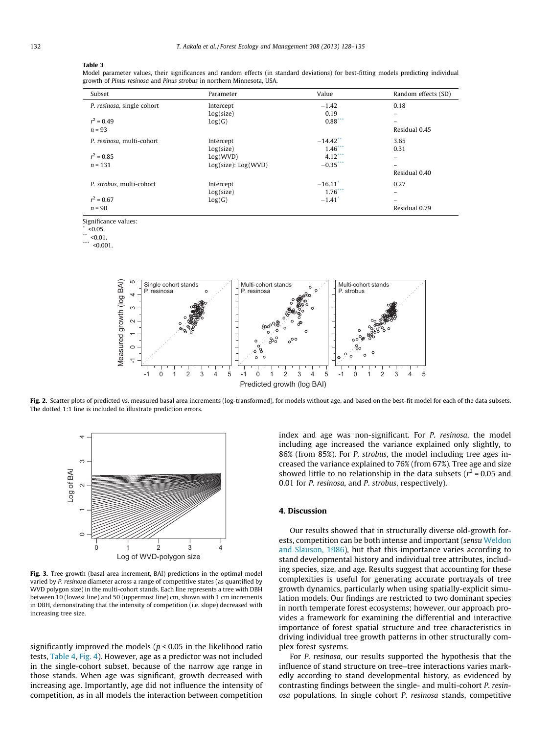**Table 3**
Model parameter values, their significances and random effects (in standard deviations) for best-fitting models predicting individual growth of *Pinus resinosa* and *Pinus strobus* in northern Minnesota, USA.

| Subset | Parameter | Value | Random effects (SD) |
|---|---|---|---|
| *P. resinosa*, single cohort | Intercept | −1.42 | 0.18 |
| | Log(size) | 0.19 | – |
| $r^2 = 0.49$ | Log(G) | 0.88*** | – |
| $n = 93$ | | | Residual 0.45 |
| *P. resinosa*, multi-cohort | Intercept | −14.42** | 3.65 |
| | Log(size) | 1.46*** | 0.31 |
| $r^2 = 0.85$ | Log(WVD) | 4.12*** | – |
| $n = 131$ | Log(size): Log(WVD) | −0.35*** | – |
| | | | Residual 0.40 |
| *P. strobus*, multi-cohort | Intercept | −16.11* | 0.27 |
| | Log(size) | 1.76*** | – |
| $r^2 = 0.67$ | Log(G) | −1.41* | – |
| $n = 90$ | | | Residual 0.79 |

Significance values:
* <0.05.
** <0.01.
*** <0.001.

**Fig. 2.** Scatter plots of predicted vs. measured basal area increments (log-transformed), for models without age, and based on the best-fit model for each of the data subsets. The dotted 1:1 line is included to illustrate prediction errors.

**Fig. 3.** Tree growth (basal area increment, BAI) predictions in the optimal model varied by *P. resinosa* diameter across a range of competitive states (as quantified by WVD polygon size) in the multi-cohort stands. Each line represents a tree with DBH between 10 (lowest line) and 50 (uppermost line) cm, shown with 1 cm increments in DBH, demonstrating that the intensity of competition (i.e. slope) decreased with increasing tree size.

significantly improved the models ($p < 0.05$ in the likelihood ratio tests, Table 4, Fig. 4). However, age as a predictor was not included in the single-cohort subset, because of the narrow age range in those stands. When age was significant, growth decreased with increasing age. Importantly, age did not influence the intensity of competition, as in all models the interaction between competition index and age was non-significant. For *P. resinosa*, the model including age increased the variance explained only slightly, to 86% (from 85%). For *P. strobus*, the model including tree ages increased the variance explained to 76% (from 67%). Tree age and size showed little to no relationship in the data subsets ($r^2 = 0.05$ and 0.01 for *P. resinosa*, and *P. strobus*, respectively).

## 4. Discussion

Our results showed that in structurally diverse old-growth forests, competition can be both intense and important (*sensu* Weldon and Slauson, 1986), but that this importance varies according to stand developmental history and individual tree attributes, including species, size, and age. Results suggest that accounting for these complexities is useful for generating accurate portrayals of tree growth dynamics, particularly when using spatially-explicit simulation models. Our findings are restricted to two dominant species in north temperate forest ecosystems; however, our approach provides a framework for examining the differential and interactive importance of forest spatial structure and tree characteristics in driving individual tree growth patterns in other structurally complex forest systems.

For *P. resinosa*, our results supported the hypothesis that the influence of stand structure on tree–tree interactions varies markedly according to stand developmental history, as evidenced by contrasting findings between the single- and multi-cohort *P. resinosa* populations. In single cohort *P. resinosa* stands, competitive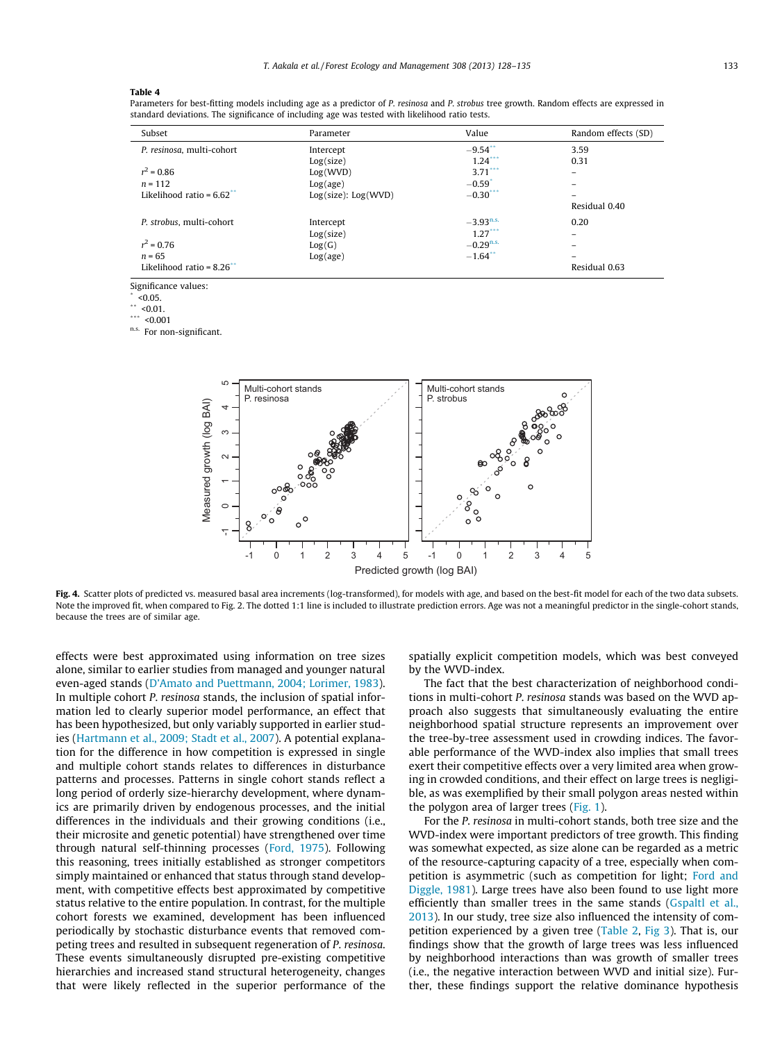**Table 4**

Parameters for best-fitting models including age as a predictor of *P. resinosa* and *P. strobus* tree growth. Random effects are expressed in standard deviations. The significance of including age was tested with likelihood ratio tests.

| Subset | Parameter | Value | Random effects (SD) |
|---|---|---|---|
| *P. resinosa*, multi-cohort | Intercept | −9.54** | 3.59 |
| | Log(size) | 1.24*** | 0.31 |
| $r^2 = 0.86$ | Log(WVD) | 3.71*** | – |
| $n = 112$ | Log(age) | −0.59* | – |
| Likelihood ratio = 6.62** | Log(size): Log(WVD) | −0.30*** | – |
| | | | Residual 0.40 |
| *P. strobus*, multi-cohort | Intercept | −3.93n.s. | 0.20 |
| | Log(size) | 1.27*** | – |
| $r^2 = 0.76$ | Log(G) | −0.29n.s. | – |
| $n = 65$ | Log(age) | −1.64** | – |
| Likelihood ratio = 8.26** | | | Residual 0.63 |

Significance values:
* <0.05.
** <0.01.
*** <0.001
n.s. For non-significant.

Multi-cohort stands
P. resinosa
Multi-cohort stands
P. strobus
Measured growth (log BAI)
Predicted growth (log BAI)
-1 0 1 2 3 4 5
-1 0 1 2 3 4 5
-1 0 1 2 3 4 5

**Fig. 4.** Scatter plots of predicted vs. measured basal area increments (log-transformed), for models with age, and based on the best-fit model for each of the two data subsets. Note the improved fit, when compared to Fig. 2. The dotted 1:1 line is included to illustrate prediction errors. Age was not a meaningful predictor in the single-cohort stands, because the trees are of similar age.

effects were best approximated using information on tree sizes alone, similar to earlier studies from managed and younger natural even-aged stands (D'Amato and Puettmann, 2004; Lorimer, 1983). In multiple cohort *P. resinosa* stands, the inclusion of spatial information led to clearly superior model performance, an effect that has been hypothesized, but only variably supported in earlier studies (Hartmann et al., 2009; Stadt et al., 2007). A potential explanation for the difference in how competition is expressed in single and multiple cohort stands relates to differences in disturbance patterns and processes. Patterns in single cohort stands reflect a long period of orderly size-hierarchy development, where dynamics are primarily driven by endogenous processes, and the initial differences in the individuals and their growing conditions (i.e., their microsite and genetic potential) have strengthened over time through natural self-thinning processes (Ford, 1975). Following this reasoning, trees initially established as stronger competitors simply maintained or enhanced that status through stand development, with competitive effects best approximated by competitive status relative to the entire population. In contrast, for the multiple cohort forests we examined, development has been influenced periodically by stochastic disturbance events that removed competing trees and resulted in subsequent regeneration of *P. resinosa*. These events simultaneously disrupted pre-existing competitive hierarchies and increased stand structural heterogeneity, changes that were likely reflected in the superior performance of the spatially explicit competition models, which was best conveyed by the WVD-index.

The fact that the best characterization of neighborhood conditions in multi-cohort *P. resinosa* stands was based on the WVD approach also suggests that simultaneously evaluating the entire neighborhood spatial structure represents an improvement over the tree-by-tree assessment used in crowding indices. The favorable performance of the WVD-index also implies that small trees exert their competitive effects over a very limited area when growing in crowded conditions, and their effect on large trees is negligible, as was exemplified by their small polygon areas nested within the polygon area of larger trees (Fig. 1).

For the *P. resinosa* in multi-cohort stands, both tree size and the WVD-index were important predictors of tree growth. This finding was somewhat expected, as size alone can be regarded as a metric of the resource-capturing capacity of a tree, especially when competition is asymmetric (such as competition for light; Ford and Diggle, 1981). Large trees have also been found to use light more efficiently than smaller trees in the same stands (Gspaltl et al., 2013). In our study, tree size also influenced the intensity of competition experienced by a given tree (Table 2, Fig 3). That is, our findings show that the growth of large trees was less influenced by neighborhood interactions than was growth of smaller trees (i.e., the negative interaction between WVD and initial size). Further, these findings support the relative dominance hypothesis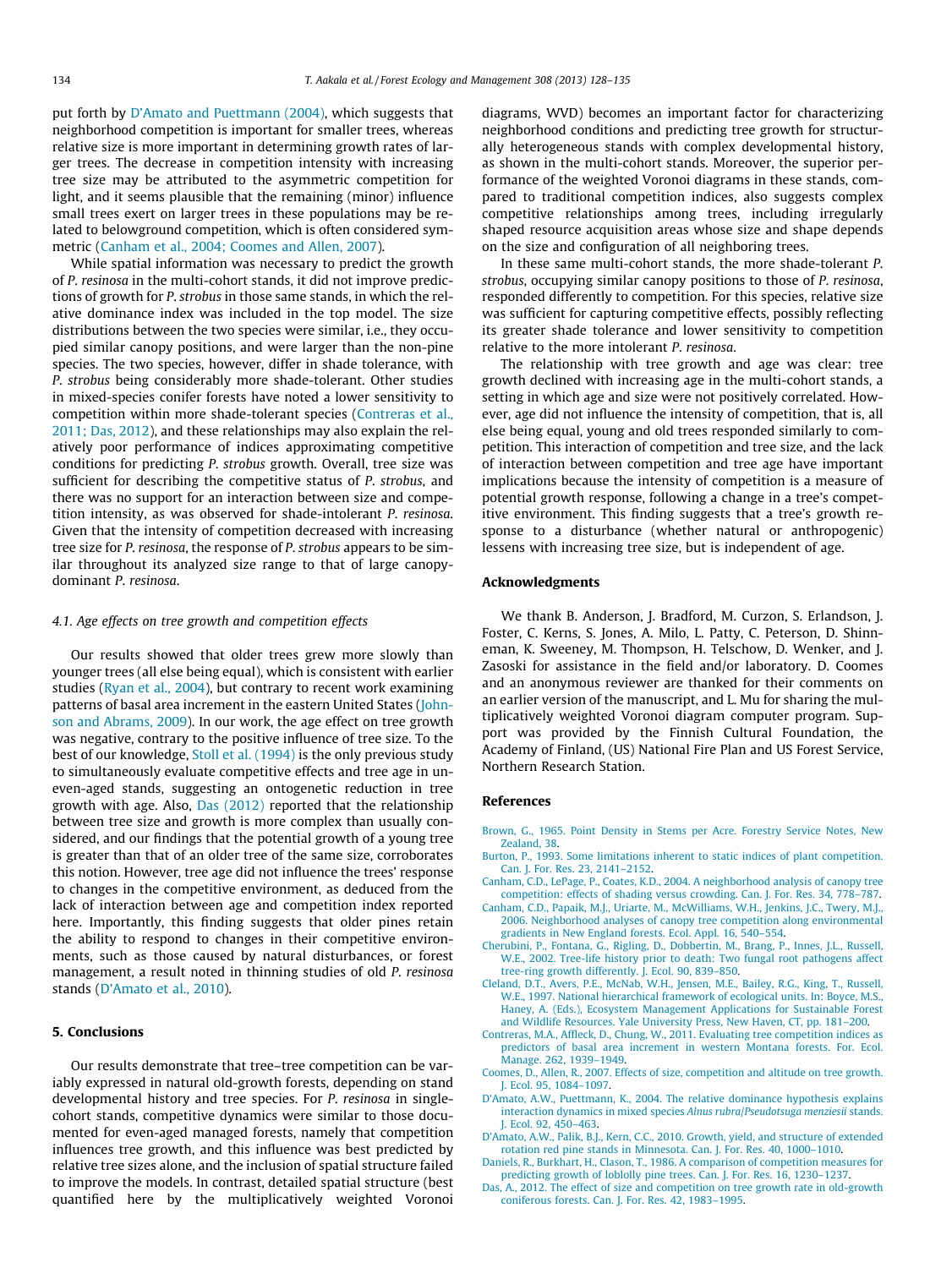put forth by D'Amato and Puettmann (2004), which suggests that neighborhood competition is important for smaller trees, whereas relative size is more important in determining growth rates of larger trees. The decrease in competition intensity with increasing tree size may be attributed to the asymmetric competition for light, and it seems plausible that the remaining (minor) influence small trees exert on larger trees in these populations may be related to belowground competition, which is often considered symmetric (Canham et al., 2004; Coomes and Allen, 2007).

While spatial information was necessary to predict the growth of *P. resinosa* in the multi-cohort stands, it did not improve predictions of growth for *P. strobus* in those same stands, in which the relative dominance index was included in the top model. The size distributions between the two species were similar, i.e., they occupied similar canopy positions, and were larger than the non-pine species. The two species, however, differ in shade tolerance, with *P. strobus* being considerably more shade-tolerant. Other studies in mixed-species conifer forests have noted a lower sensitivity to competition within more shade-tolerant species (Contreras et al., 2011; Das, 2012), and these relationships may also explain the relatively poor performance of indices approximating competitive conditions for predicting *P. strobus* growth. Overall, tree size was sufficient for describing the competitive status of *P. strobus*, and there was no support for an interaction between size and competition intensity, as was observed for shade-intolerant *P. resinosa*. Given that the intensity of competition decreased with increasing tree size for *P. resinosa*, the response of *P. strobus* appears to be similar throughout its analyzed size range to that of large canopy-dominant *P. resinosa*.

### 4.1. Age effects on tree growth and competition effects

Our results showed that older trees grew more slowly than younger trees (all else being equal), which is consistent with earlier studies (Ryan et al., 2004), but contrary to recent work examining patterns of basal area increment in the eastern United States (Johnson and Abrams, 2009). In our work, the age effect on tree growth was negative, contrary to the positive influence of tree size. To the best of our knowledge, Stoll et al. (1994) is the only previous study to simultaneously evaluate competitive effects and tree age in uneven-aged stands, suggesting an ontogenetic reduction in tree growth with age. Also, Das (2012) reported that the relationship between tree size and growth is more complex than usually considered, and our findings that the potential growth of a young tree is greater than that of an older tree of the same size, corroborates this notion. However, tree age did not influence the trees' response to changes in the competitive environment, as deduced from the lack of interaction between age and competition index reported here. Importantly, this finding suggests that older pines retain the ability to respond to changes in their competitive environments, such as those caused by natural disturbances, or forest management, a result noted in thinning studies of old *P. resinosa* stands (D'Amato et al., 2010).

## 5. Conclusions

Our results demonstrate that tree–tree competition can be variably expressed in natural old-growth forests, depending on stand developmental history and tree species. For *P. resinosa* in single-cohort stands, competitive dynamics were similar to those documented for even-aged managed forests, namely that competition influences tree growth, and this influence was best predicted by relative tree sizes alone, and the inclusion of spatial structure failed to improve the models. In contrast, detailed spatial structure (best quantified here by the multiplicatively weighted Voronoi diagrams, WVD) becomes an important factor for characterizing neighborhood conditions and predicting tree growth for structurally heterogeneous stands with complex developmental history, as shown in the multi-cohort stands. Moreover, the superior performance of the weighted Voronoi diagrams in these stands, compared to traditional competition indices, also suggests complex competitive relationships among trees, including irregularly shaped resource acquisition areas whose size and shape depends on the size and configuration of all neighboring trees.

In these same multi-cohort stands, the more shade-tolerant *P. strobus*, occupying similar canopy positions to those of *P. resinosa*, responded differently to competition. For this species, relative size was sufficient for capturing competitive effects, possibly reflecting its greater shade tolerance and lower sensitivity to competition relative to the more intolerant *P. resinosa*.

The relationship with tree growth and age was clear: tree growth declined with increasing age in the multi-cohort stands, a setting in which age and size were not positively correlated. However, age did not influence the intensity of competition, that is, all else being equal, young and old trees responded similarly to competition. This interaction of competition and tree size, and the lack of interaction between competition and tree age have important implications because the intensity of competition is a measure of potential growth response, following a change in a tree's competitive environment. This finding suggests that a tree's growth response to a disturbance (whether natural or anthropogenic) lessens with increasing tree size, but is independent of age.

## Acknowledgments

We thank B. Anderson, J. Bradford, M. Curzon, S. Erlandson, J. Foster, C. Kerns, S. Jones, A. Milo, L. Patty, C. Peterson, D. Shinneman, K. Sweeney, M. Thompson, H. Telschow, D. Wenker, and J. Zasoski for assistance in the field and/or laboratory. D. Coomes and an anonymous reviewer are thanked for their comments on an earlier version of the manuscript, and L. Mu for sharing the multiplicatively weighted Voronoi diagram computer program. Support was provided by the Finnish Cultural Foundation, the Academy of Finland, (US) National Fire Plan and US Forest Service, Northern Research Station.

## References

Brown, G., 1965. Point Density in Stems per Acre. Forestry Service Notes, New Zealand, 38.

Burton, P., 1993. Some limitations inherent to static indices of plant competition. Can. J. For. Res. 23, 2141–2152.

Canham, C.D., LePage, P., Coates, K.D., 2004. A neighborhood analysis of canopy tree competition: effects of shading versus crowding. Can. J. For. Res. 34, 778–787.

Canham, C.D., Papaik, M.J., Uriarte, M., McWilliams, W.H., Jenkins, J.C., Twery, M.J., 2006. Neighborhood analyses of canopy tree competition along environmental gradients in New England forests. Ecol. Appl. 16, 540–554.

Cherubini, P., Fontana, G., Rigling, D., Dobbertin, M., Brang, P., Innes, J.L., Russell, W.E., 2002. Tree-life history prior to death: Two fungal root pathogens affect tree-ring growth differently. J. Ecol. 90, 839–850.

Cleland, D.T., Avers, P.E., McNab, W.H., Jensen, M.E., Bailey, R.G., King, T., Russell, W.E., 1997. National hierarchical framework of ecological units. In: Boyce, M.S., Haney, A. (Eds.), Ecosystem Management Applications for Sustainable Forest and Wildlife Resources. Yale University Press, New Haven, CT, pp. 181–200.

Contreras, M.A., Affleck, D., Chung, W., 2011. Evaluating tree competition indices as predictors of basal area increment in western Montana forests. For. Ecol. Manage. 262, 1939–1949.

Coomes, D., Allen, R., 2007. Effects of size, competition and altitude on tree growth. J. Ecol. 95, 1084–1097.

D'Amato, A.W., Puettmann, K., 2004. The relative dominance hypothesis explains interaction dynamics in mixed species *Alnus rubra*/*Pseudotsuga menziesii* stands. J. Ecol. 92, 450–463.

D'Amato, A.W., Palik, B.J., Kern, C.C., 2010. Growth, yield, and structure of extended rotation red pine stands in Minnesota. Can. J. For. Res. 40, 1000–1010.

Daniels, R., Burkhart, H., Clason, T., 1986. A comparison of competition measures for predicting growth of loblolly pine trees. Can. J. For. Res. 16, 1230–1237.

Das, A., 2012. The effect of size and competition on tree growth rate in old-growth coniferous forests. Can. J. For. Res. 42, 1983–1995.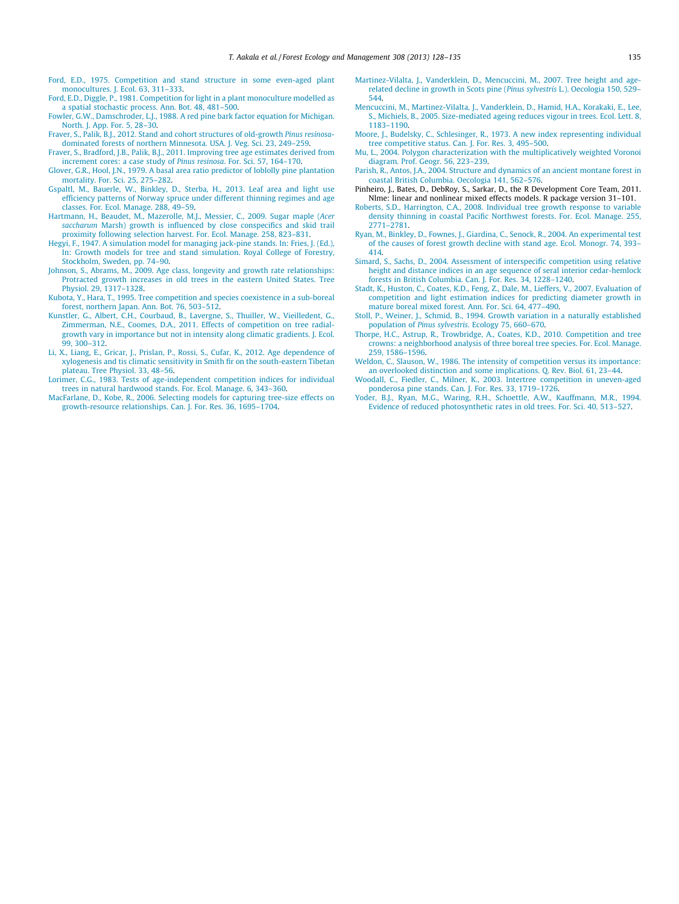Ford, E.D., 1975. Competition and stand structure in some even-aged plant monocultures. J. Ecol. 63, 311–333.

Ford, E.D., Diggle, P., 1981. Competition for light in a plant monoculture modelled as a spatial stochastic process. Ann. Bot. 48, 481–500.

Fowler, G.W., Damschroder, L.J., 1988. A red pine bark factor equation for Michigan. North. J. App. For. 5, 28–30.

Fraver, S., Palik, B.J., 2012. Stand and cohort structures of old-growth *Pinus resinosa*-dominated forests of northern Minnesota. USA. J. Veg. Sci. 23, 249–259.

Fraver, S., Bradford, J.B., Palik, B.J., 2011. Improving tree age estimates derived from increment cores: a case study of *Pinus resinosa*. For. Sci. 57, 164–170.

Glover, G.R., Hool, J.N., 1979. A basal area ratio predictor of loblolly pine plantation mortality. For. Sci. 25, 275–282.

Gspaltl, M., Bauerle, W., Binkley, D., Sterba, H., 2013. Leaf area and light use efficiency patterns of Norway spruce under different thinning regimes and age classes. For. Ecol. Manage. 288, 49–59.

Hartmann, H., Beaudet, M., Mazerolle, M.J., Messier, C., 2009. Sugar maple (*Acer saccharum* Marsh) growth is influenced by close conspecifics and skid trail proximity following selection harvest. For. Ecol. Manage. 258, 823–831.

Hegyi, F., 1947. A simulation model for managing jack-pine stands. In: Fries, J. (Ed.), In: Growth models for tree and stand simulation. Royal College of Forestry, Stockholm, Sweden, pp. 74–90.

Johnson, S., Abrams, M., 2009. Age class, longevity and growth rate relationships: Protracted growth increases in old trees in the eastern United States. Tree Physiol. 29, 1317–1328.

Kubota, Y., Hara, T., 1995. Tree competition and species coexistence in a sub-boreal forest, northern Japan. Ann. Bot. 76, 503–512.

Kunstler, G., Albert, C.H., Courbaud, B., Lavergne, S., Thuiller, W., Vieilledent, G., Zimmerman, N.E., Coomes, D.A., 2011. Effects of competition on tree radial-growth vary in importance but not in intensity along climatic gradients. J. Ecol. 99, 300–312.

Li, X., Liang, E., Gricar, J., Prislan, P., Rossi, S., Cufar, K., 2012. Age dependence of xylogenesis and tis climatic sensitivity in Smith fir on the south-eastern Tibetan plateau. Tree Physiol. 33, 48–56.

Lorimer, C.G., 1983. Tests of age-independent competition indices for individual trees in natural hardwood stands. For. Ecol. Manage. 6, 343–360.

MacFarlane, D., Kobe, R., 2006. Selecting models for capturing tree-size effects on growth-resource relationships. Can. J. For. Res. 36, 1695–1704.

Martinez-Vilalta, J., Vanderklein, D., Mencuccini, M., 2007. Tree height and age-related decline in growth in Scots pine (*Pinus sylvestris* L.). Oecologia 150, 529–544.

Mencuccini, M., Martinez-Vilalta, J., Vanderklein, D., Hamid, H.A., Korakaki, E., Lee, S., Michiels, B., 2005. Size-mediated ageing reduces vigour in trees. Ecol. Lett. 8, 1183–1190.

Moore, J., Budelsky, C., Schlesinger, R., 1973. A new index representing individual tree competitive status. Can. J. For. Res. 3, 495–500.

Mu, L., 2004. Polygon characterization with the multiplicatively weighted Voronoi diagram. Prof. Geogr. 56, 223–239.

Parish, R., Antos, J.A., 2004. Structure and dynamics of an ancient montane forest in coastal British Columbia. Oecologia 141, 562–576.

Pinheiro, J., Bates, D., DebRoy, S., Sarkar, D., the R Development Core Team, 2011. Nlme: linear and nonlinear mixed effects models. R package version 31–101.

Roberts, S.D., Harrington, C.A., 2008. Individual tree growth response to variable density thinning in coastal Pacific Northwest forests. For. Ecol. Manage. 255, 2771–2781.

Ryan, M., Binkley, D., Fownes, J., Giardina, C., Senock, R., 2004. An experimental test of the causes of forest growth decline with stand age. Ecol. Monogr. 74, 393–414.

Simard, S., Sachs, D., 2004. Assessment of interspecific competition using relative height and distance indices in an age sequence of seral interior cedar-hemlock forests in British Columbia. Can. J. For. Res. 34, 1228–1240.

Stadt, K., Huston, C., Coates, K.D., Feng, Z., Dale, M., Lieffers, V., 2007. Evaluation of competition and light estimation indices for predicting diameter growth in mature boreal mixed forest. Ann. For. Sci. 64, 477–490.

Stoll, P., Weiner, J., Schmid, B., 1994. Growth variation in a naturally established population of *Pinus sylvestris*. Ecology 75, 660–670.

Thorpe, H.C., Astrup, R., Trowbridge, A., Coates, K.D., 2010. Competition and tree crowns: a neighborhood analysis of three boreal tree species. For. Ecol. Manage. 259, 1586–1596.

Weldon, C., Slauson, W., 1986. The intensity of competition versus its importance: an overlooked distinction and some implications. Q. Rev. Biol. 61, 23–44.

Woodall, C., Fiedler, C., Milner, K., 2003. Intertree competition in uneven-aged ponderosa pine stands. Can. J. For. Res. 33, 1719–1726.

Yoder, B.J., Ryan, M.G., Waring, R.H., Schoettle, A.W., Kauffmann, M.R., 1994. Evidence of reduced photosynthetic rates in old trees. For. Sci. 40, 513–527.